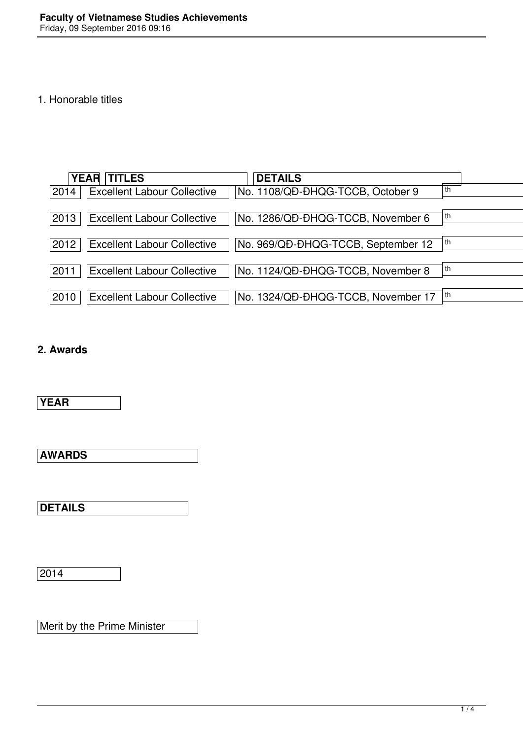1. Honorable titles

| YEAR | TITLES | DETAILS |
| --- | --- | --- |
| 2014 | Excellent Labour Collective | No. 1108/QĐ-ĐHQG-TCCB, October 9th |
| 2013 | Excellent Labour Collective | No. 1286/QĐ-ĐHQG-TCCB, November 6th |
| 2012 | Excellent Labour Collective | No. 969/QĐ-ĐHQG-TCCB, September 12th |
| 2011 | Excellent Labour Collective | No. 1124/QĐ-ĐHQG-TCCB, November 8th |
| 2010 | Excellent Labour Collective | No. 1324/QĐ-ĐHQG-TCCB, November 17th |

**2. Awards**

| YEAR | AWARDS | DETAILS |
| --- | --- | --- |
| 2014 | Merit by the Prime Minister | |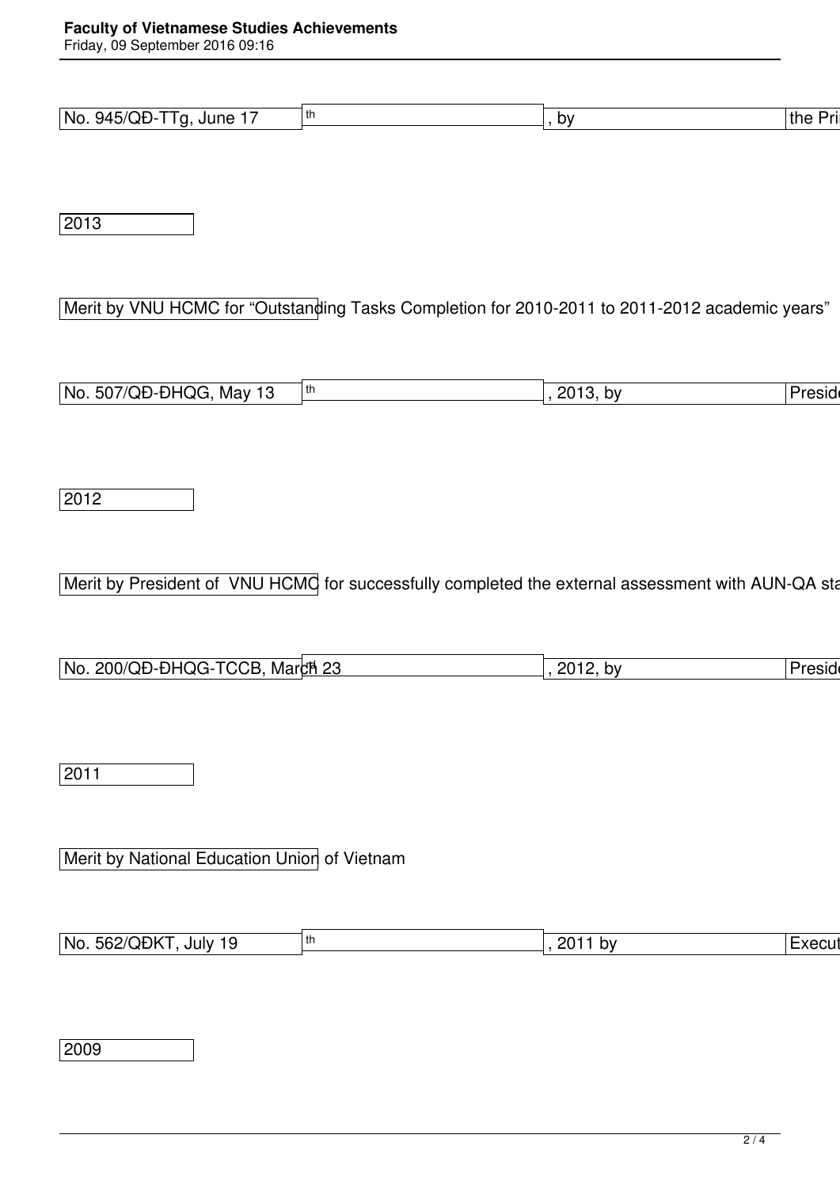No. 945/QĐ-TTg, June 17th, by the Pri

2013

Merit by VNU HCMC for "Outstanding Tasks Completion for 2010-2011 to 2011-2012 academic years"

No. 507/QĐ-ĐHQG, May 13th, 2013, by Presid

2012

Merit by President of VNU HCMC for successfully completed the external assessment with AUN-QA sta

No. 200/QĐ-ĐHQG-TCCB, March 23th, 2012, by Presid

2011

Merit by National Education Union of Vietnam

No. 562/QĐKT, July 19th, 2011 by Execut

2009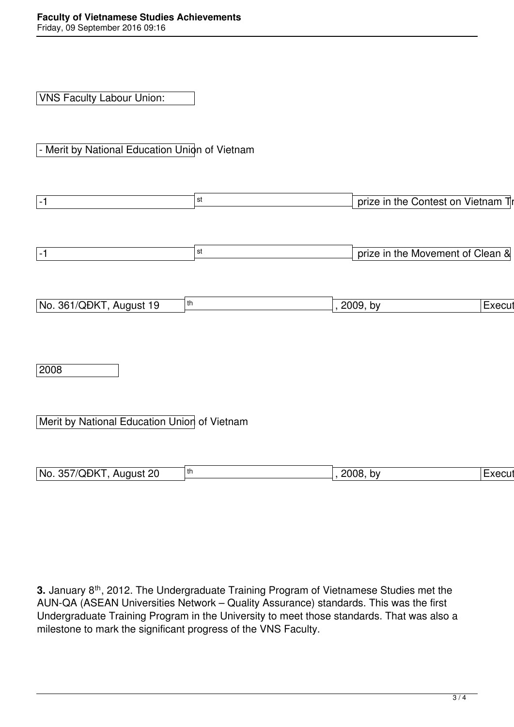VNS Faculty Labour Union:

- Merit by National Education Union of Vietnam

-1st prize in the Contest on Vietnam Tr

-1st prize in the Movement of Clean &

No. 361/QĐKT, August 19th, 2009, by Execut

2008

Merit by National Education Union of Vietnam

No. 357/QĐKT, August 20th, 2008, by Execut

**3.** January 8th, 2012. The Undergraduate Training Program of Vietnamese Studies met the AUN-QA (ASEAN Universities Network – Quality Assurance) standards. This was the first Undergraduate Training Program in the University to meet those standards. That was also a milestone to mark the significant progress of the VNS Faculty.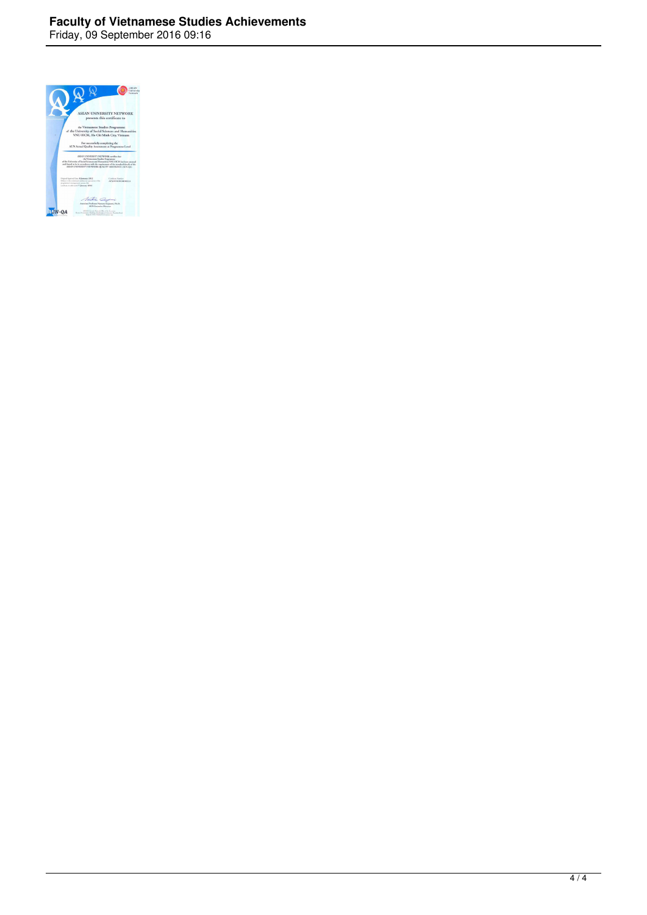ASEAN UNIVERSITY NETWORK
presents this certificate to

the Vietnamese Studies Programme
of the University of Social Sciences and Humanities
VNU-HCM, Ho Chi Minh City, Vietnam

For successfully completing the
AUN Actual Quality Assessment at Programme Level